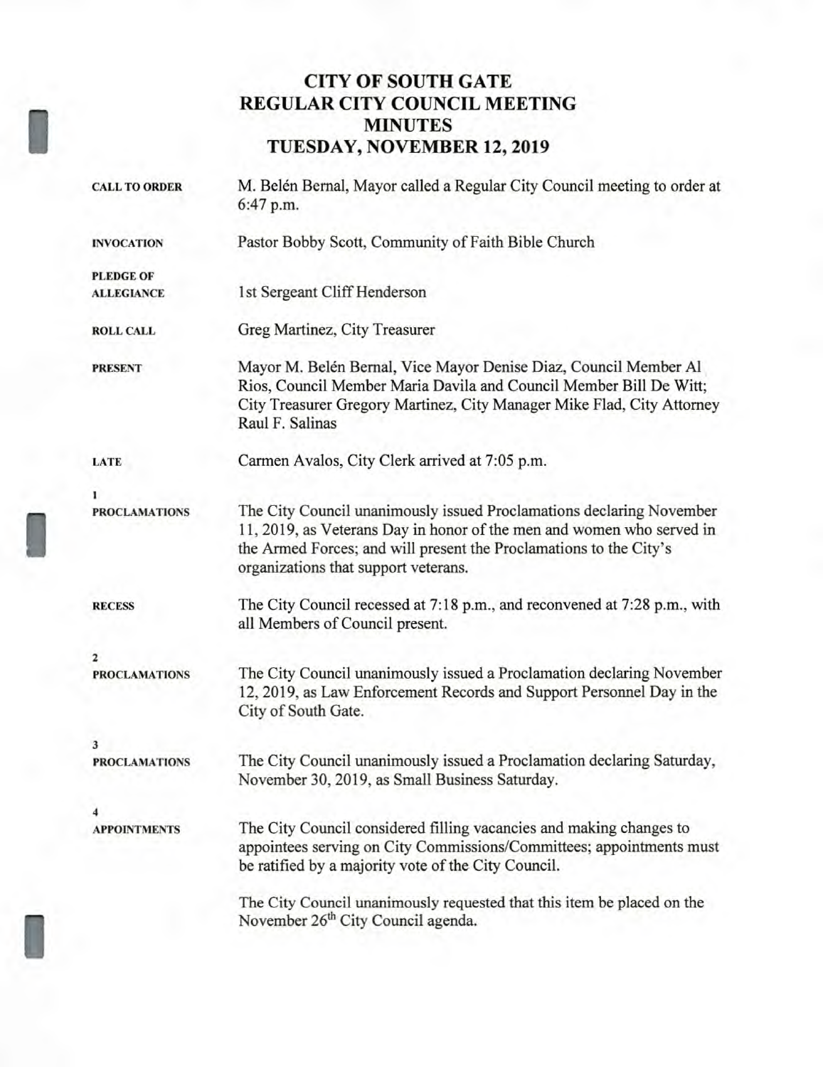# CITY OF SOUTH GATE
# REGULAR CITY COUNCIL MEETING
# MINUTES
# TUESDAY, NOVEMBER 12, 2019

**CALL TO ORDER**

M. Belén Bernal, Mayor called a Regular City Council meeting to order at 6:47 p.m.

**INVOCATION**

Pastor Bobby Scott, Community of Faith Bible Church

**PLEDGE OF ALLEGIANCE**

1st Sergeant Cliff Henderson

**ROLL CALL**

Greg Martinez, City Treasurer

**PRESENT**

Mayor M. Belén Bernal, Vice Mayor Denise Diaz, Council Member Al Rios, Council Member Maria Davila and Council Member Bill De Witt; City Treasurer Gregory Martinez, City Manager Mike Flad, City Attorney Raul F. Salinas

**LATE**

Carmen Avalos, City Clerk arrived at 7:05 p.m.

**1**
**PROCLAMATIONS**

The City Council unanimously issued Proclamations declaring November 11, 2019, as Veterans Day in honor of the men and women who served in the Armed Forces; and will present the Proclamations to the City's organizations that support veterans.

**RECESS**

The City Council recessed at 7:18 p.m., and reconvened at 7:28 p.m., with all Members of Council present.

**2**
**PROCLAMATIONS**

The City Council unanimously issued a Proclamation declaring November 12, 2019, as Law Enforcement Records and Support Personnel Day in the City of South Gate.

**3**
**PROCLAMATIONS**

The City Council unanimously issued a Proclamation declaring Saturday, November 30, 2019, as Small Business Saturday.

**4**
**APPOINTMENTS**

The City Council considered filling vacancies and making changes to appointees serving on City Commissions/Committees; appointments must be ratified by a majority vote of the City Council.

The City Council unanimously requested that this item be placed on the November 26th City Council agenda.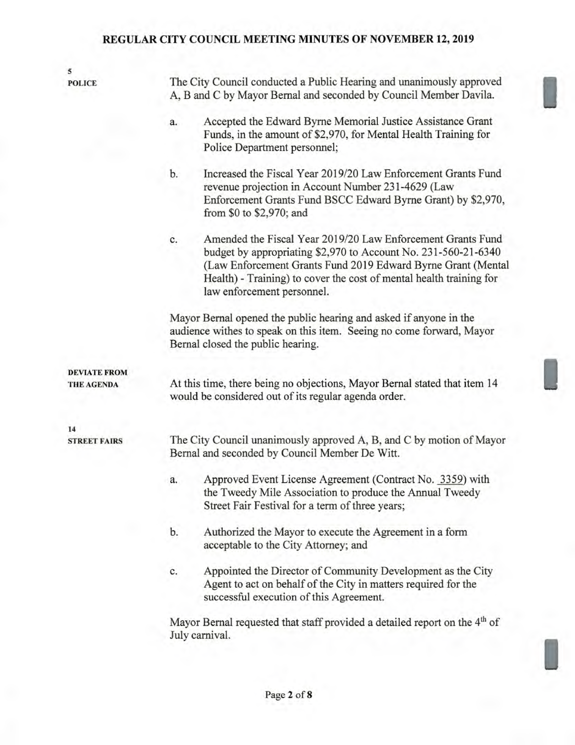**5**
**POLICE**

The City Council conducted a Public Hearing and unanimously approved A, B and C by Mayor Bernal and seconded by Council Member Davila.

a. Accepted the Edward Byrne Memorial Justice Assistance Grant Funds, in the amount of $2,970, for Mental Health Training for Police Department personnel;

b. Increased the Fiscal Year 2019/20 Law Enforcement Grants Fund revenue projection in Account Number 231-4629 (Law Enforcement Grants Fund BSCC Edward Byrne Grant) by $2,970, from $0 to $2,970; and

c. Amended the Fiscal Year 2019/20 Law Enforcement Grants Fund budget by appropriating $2,970 to Account No. 231-560-21-6340 (Law Enforcement Grants Fund 2019 Edward Byrne Grant (Mental Health) - Training) to cover the cost of mental health training for law enforcement personnel.

Mayor Bernal opened the public hearing and asked if anyone in the audience withes to speak on this item. Seeing no come forward, Mayor Bernal closed the public hearing.

**DEVIATE FROM THE AGENDA**

At this time, there being no objections, Mayor Bernal stated that item 14 would be considered out of its regular agenda order.

**14**
**STREET FAIRS**

The City Council unanimously approved A, B, and C by motion of Mayor Bernal and seconded by Council Member De Witt.

a. Approved Event License Agreement (Contract No. 3359) with the Tweedy Mile Association to produce the Annual Tweedy Street Fair Festival for a term of three years;

b. Authorized the Mayor to execute the Agreement in a form acceptable to the City Attorney; and

c. Appointed the Director of Community Development as the City Agent to act on behalf of the City in matters required for the successful execution of this Agreement.

Mayor Bernal requested that staff provided a detailed report on the 4th of July carnival.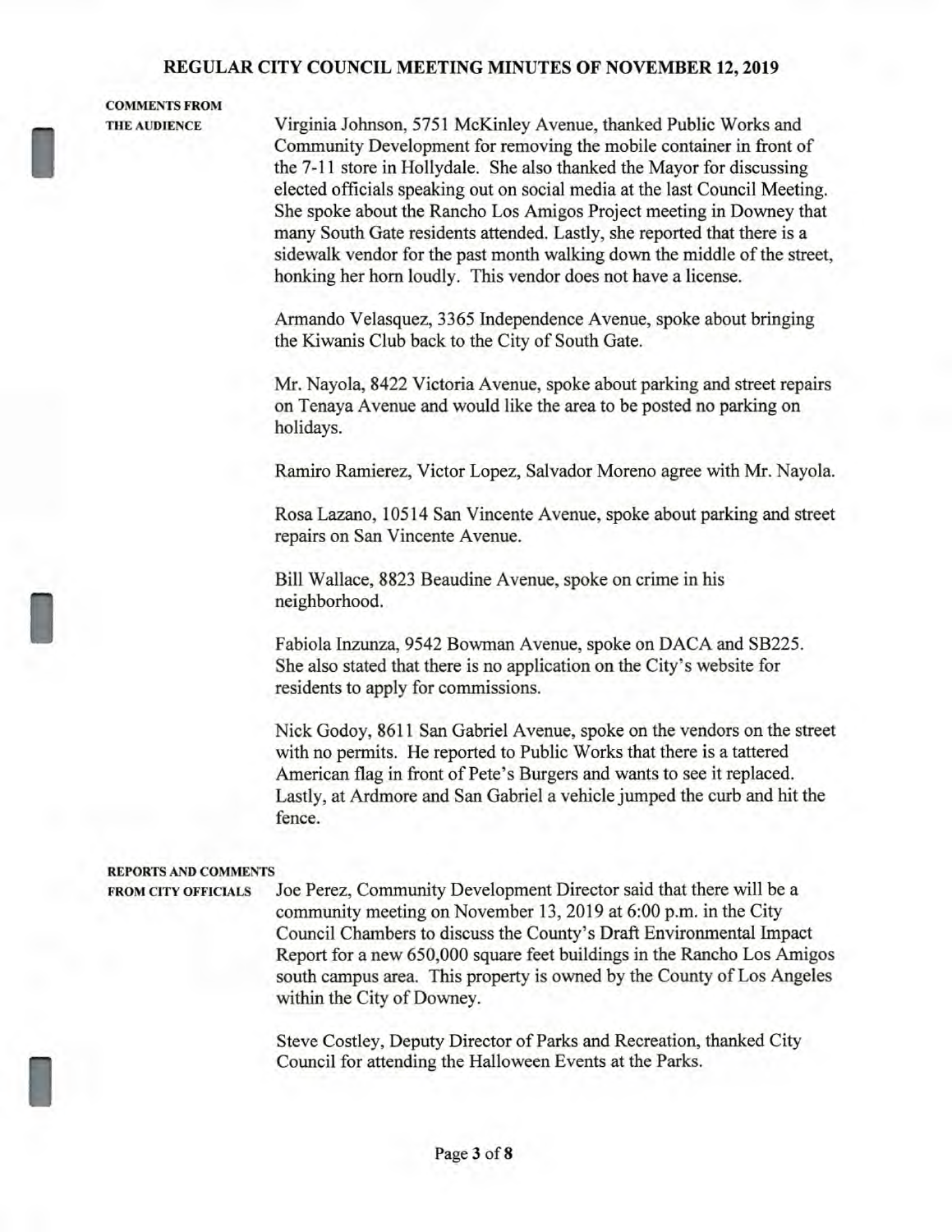**COMMENTS FROM THE AUDIENCE**

Virginia Johnson, 5751 McKinley Avenue, thanked Public Works and Community Development for removing the mobile container in front of the 7-11 store in Hollydale. She also thanked the Mayor for discussing elected officials speaking out on social media at the last Council Meeting. She spoke about the Rancho Los Amigos Project meeting in Downey that many South Gate residents attended. Lastly, she reported that there is a sidewalk vendor for the past month walking down the middle of the street, honking her horn loudly. This vendor does not have a license.

Armando Velasquez, 3365 Independence Avenue, spoke about bringing the Kiwanis Club back to the City of South Gate.

Mr. Nayola, 8422 Victoria Avenue, spoke about parking and street repairs on Tenaya Avenue and would like the area to be posted no parking on holidays.

Ramiro Ramierez, Victor Lopez, Salvador Moreno agree with Mr. Nayola.

Rosa Lazano, 10514 San Vincente Avenue, spoke about parking and street repairs on San Vincente Avenue.

Bill Wallace, 8823 Beaudine Avenue, spoke on crime in his neighborhood.

Fabiola Inzunza, 9542 Bowman Avenue, spoke on DACA and SB225. She also stated that there is no application on the City's website for residents to apply for commissions.

Nick Godoy, 8611 San Gabriel Avenue, spoke on the vendors on the street with no permits. He reported to Public Works that there is a tattered American flag in front of Pete's Burgers and wants to see it replaced. Lastly, at Ardmore and San Gabriel a vehicle jumped the curb and hit the fence.

**REPORTS AND COMMENTS FROM CITY OFFICIALS**

Joe Perez, Community Development Director said that there will be a community meeting on November 13, 2019 at 6:00 p.m. in the City Council Chambers to discuss the County's Draft Environmental Impact Report for a new 650,000 square feet buildings in the Rancho Los Amigos south campus area. This property is owned by the County of Los Angeles within the City of Downey.

Steve Costley, Deputy Director of Parks and Recreation, thanked City Council for attending the Halloween Events at the Parks.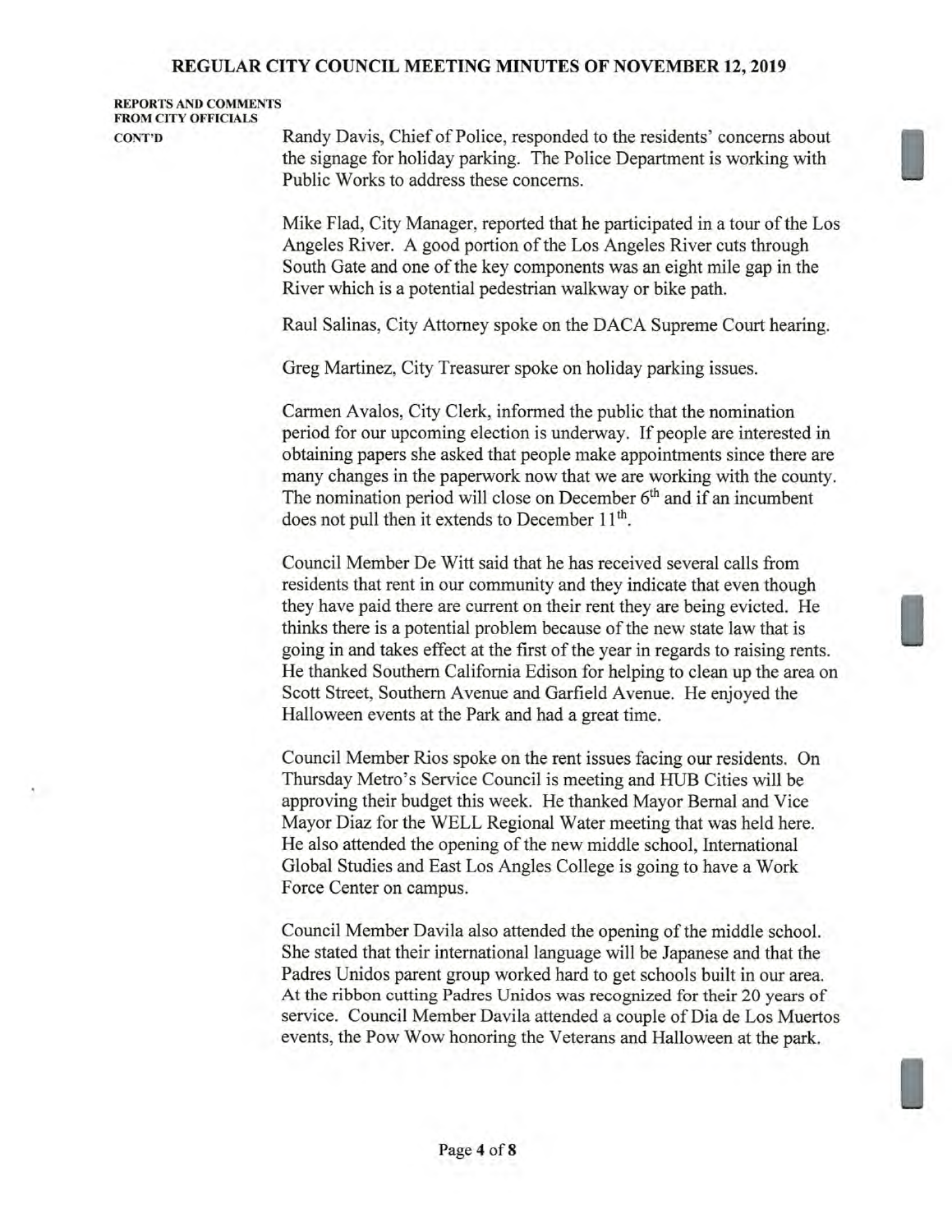**REPORTS AND COMMENTS FROM CITY OFFICIALS CONT'D**

Randy Davis, Chief of Police, responded to the residents' concerns about the signage for holiday parking. The Police Department is working with Public Works to address these concerns.

Mike Flad, City Manager, reported that he participated in a tour of the Los Angeles River. A good portion of the Los Angeles River cuts through South Gate and one of the key components was an eight mile gap in the River which is a potential pedestrian walkway or bike path.

Raul Salinas, City Attorney spoke on the DACA Supreme Court hearing.

Greg Martinez, City Treasurer spoke on holiday parking issues.

Carmen Avalos, City Clerk, informed the public that the nomination period for our upcoming election is underway. If people are interested in obtaining papers she asked that people make appointments since there are many changes in the paperwork now that we are working with the county. The nomination period will close on December 6th and if an incumbent does not pull then it extends to December 11th.

Council Member De Witt said that he has received several calls from residents that rent in our community and they indicate that even though they have paid there are current on their rent they are being evicted. He thinks there is a potential problem because of the new state law that is going in and takes effect at the first of the year in regards to raising rents. He thanked Southern California Edison for helping to clean up the area on Scott Street, Southern Avenue and Garfield Avenue. He enjoyed the Halloween events at the Park and had a great time.

Council Member Rios spoke on the rent issues facing our residents. On Thursday Metro's Service Council is meeting and HUB Cities will be approving their budget this week. He thanked Mayor Bernal and Vice Mayor Diaz for the WELL Regional Water meeting that was held here. He also attended the opening of the new middle school, International Global Studies and East Los Angles College is going to have a Work Force Center on campus.

Council Member Davila also attended the opening of the middle school. She stated that their international language will be Japanese and that the Padres Unidos parent group worked hard to get schools built in our area. At the ribbon cutting Padres Unidos was recognized for their 20 years of service. Council Member Davila attended a couple of Dia de Los Muertos events, the Pow Wow honoring the Veterans and Halloween at the park.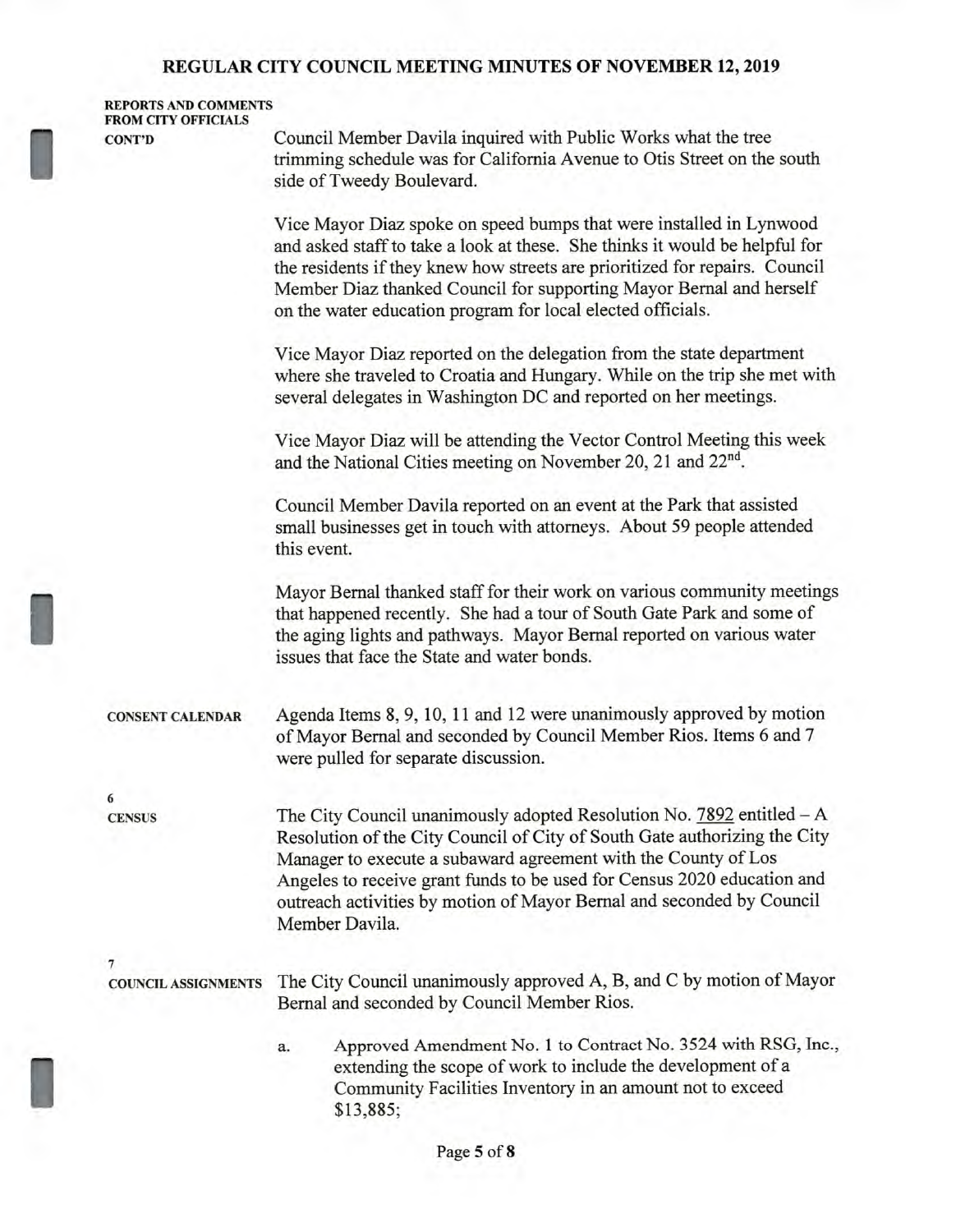**REPORTS AND COMMENTS FROM CITY OFFICIALS CONT'D**

Council Member Davila inquired with Public Works what the tree trimming schedule was for California Avenue to Otis Street on the south side of Tweedy Boulevard.

Vice Mayor Diaz spoke on speed bumps that were installed in Lynwood and asked staff to take a look at these. She thinks it would be helpful for the residents if they knew how streets are prioritized for repairs. Council Member Diaz thanked Council for supporting Mayor Bernal and herself on the water education program for local elected officials.

Vice Mayor Diaz reported on the delegation from the state department where she traveled to Croatia and Hungary. While on the trip she met with several delegates in Washington DC and reported on her meetings.

Vice Mayor Diaz will be attending the Vector Control Meeting this week and the National Cities meeting on November 20, 21 and 22nd.

Council Member Davila reported on an event at the Park that assisted small businesses get in touch with attorneys. About 59 people attended this event.

Mayor Bernal thanked staff for their work on various community meetings that happened recently. She had a tour of South Gate Park and some of the aging lights and pathways. Mayor Bernal reported on various water issues that face the State and water bonds.

**CONSENT CALENDAR**

Agenda Items 8, 9, 10, 11 and 12 were unanimously approved by motion of Mayor Bernal and seconded by Council Member Rios. Items 6 and 7 were pulled for separate discussion.

**6**
**CENSUS**

The City Council unanimously adopted Resolution No. 7892 entitled – A Resolution of the City Council of City of South Gate authorizing the City Manager to execute a subaward agreement with the County of Los Angeles to receive grant funds to be used for Census 2020 education and outreach activities by motion of Mayor Bernal and seconded by Council Member Davila.

**7**
**COUNCIL ASSIGNMENTS**

The City Council unanimously approved A, B, and C by motion of Mayor Bernal and seconded by Council Member Rios.

a. Approved Amendment No. 1 to Contract No. 3524 with RSG, Inc., extending the scope of work to include the development of a Community Facilities Inventory in an amount not to exceed $13,885;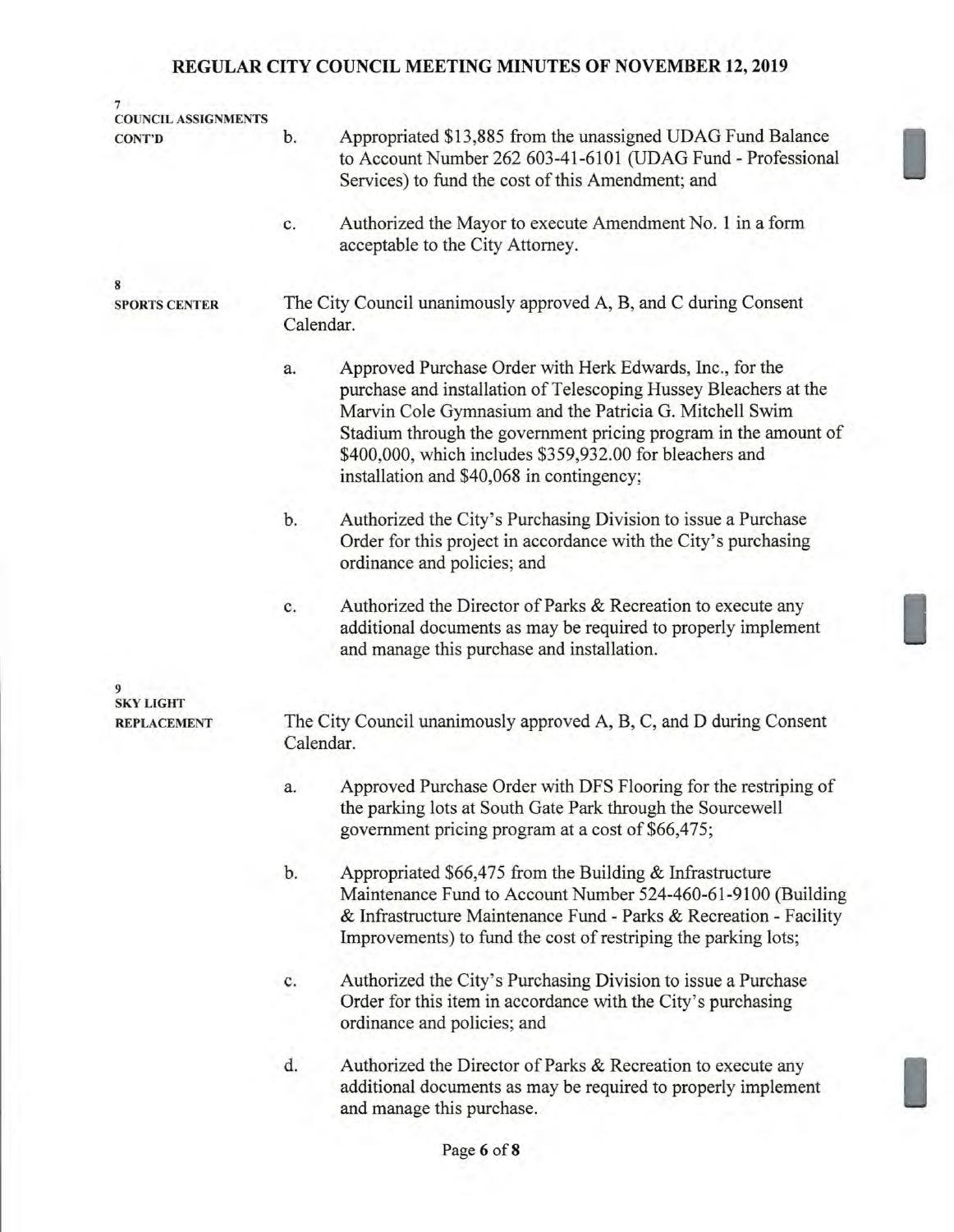**7**
**COUNCIL ASSIGNMENTS CONT'D**

b. Appropriated $13,885 from the unassigned UDAG Fund Balance to Account Number 262 603-41-6101 (UDAG Fund - Professional Services) to fund the cost of this Amendment; and

c. Authorized the Mayor to execute Amendment No. 1 in a form acceptable to the City Attorney.

**8**
**SPORTS CENTER**

The City Council unanimously approved A, B, and C during Consent Calendar.

a. Approved Purchase Order with Herk Edwards, Inc., for the purchase and installation of Telescoping Hussey Bleachers at the Marvin Cole Gymnasium and the Patricia G. Mitchell Swim Stadium through the government pricing program in the amount of $400,000, which includes $359,932.00 for bleachers and installation and $40,068 in contingency;

b. Authorized the City's Purchasing Division to issue a Purchase Order for this project in accordance with the City's purchasing ordinance and policies; and

c. Authorized the Director of Parks & Recreation to execute any additional documents as may be required to properly implement and manage this purchase and installation.

**9**
**SKY LIGHT REPLACEMENT**

The City Council unanimously approved A, B, C, and D during Consent Calendar.

a. Approved Purchase Order with DFS Flooring for the restriping of the parking lots at South Gate Park through the Sourcewell government pricing program at a cost of $66,475;

b. Appropriated $66,475 from the Building & Infrastructure Maintenance Fund to Account Number 524-460-61-9100 (Building & Infrastructure Maintenance Fund - Parks & Recreation - Facility Improvements) to fund the cost of restriping the parking lots;

c. Authorized the City's Purchasing Division to issue a Purchase Order for this item in accordance with the City's purchasing ordinance and policies; and

d. Authorized the Director of Parks & Recreation to execute any additional documents as may be required to properly implement and manage this purchase.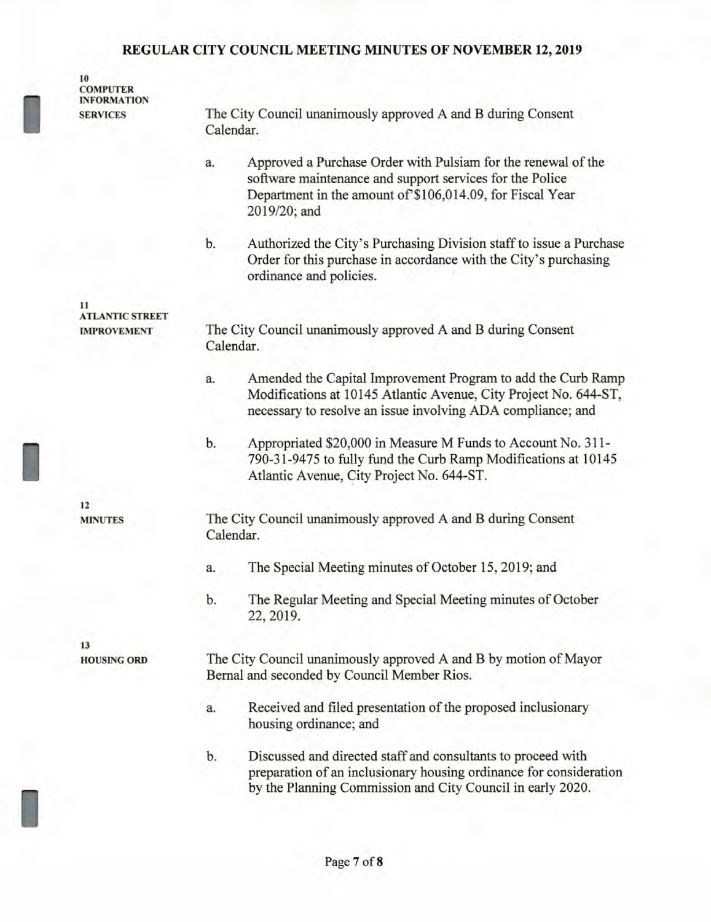**10**
**COMPUTER INFORMATION SERVICES**

The City Council unanimously approved A and B during Consent Calendar.

a. Approved a Purchase Order with Pulsiam for the renewal of the software maintenance and support services for the Police Department in the amount of $106,014.09, for Fiscal Year 2019/20; and

b. Authorized the City's Purchasing Division staff to issue a Purchase Order for this purchase in accordance with the City's purchasing ordinance and policies.

**11**
**ATLANTIC STREET IMPROVEMENT**

The City Council unanimously approved A and B during Consent Calendar.

a. Amended the Capital Improvement Program to add the Curb Ramp Modifications at 10145 Atlantic Avenue, City Project No. 644-ST, necessary to resolve an issue involving ADA compliance; and

b. Appropriated $20,000 in Measure M Funds to Account No. 311-790-31-9475 to fully fund the Curb Ramp Modifications at 10145 Atlantic Avenue, City Project No. 644-ST.

**12**
**MINUTES**

The City Council unanimously approved A and B during Consent Calendar.

a. The Special Meeting minutes of October 15, 2019; and

b. The Regular Meeting and Special Meeting minutes of October 22, 2019.

**13**
**HOUSING ORD**

The City Council unanimously approved A and B by motion of Mayor Bernal and seconded by Council Member Rios.

a. Received and filed presentation of the proposed inclusionary housing ordinance; and

b. Discussed and directed staff and consultants to proceed with preparation of an inclusionary housing ordinance for consideration by the Planning Commission and City Council in early 2020.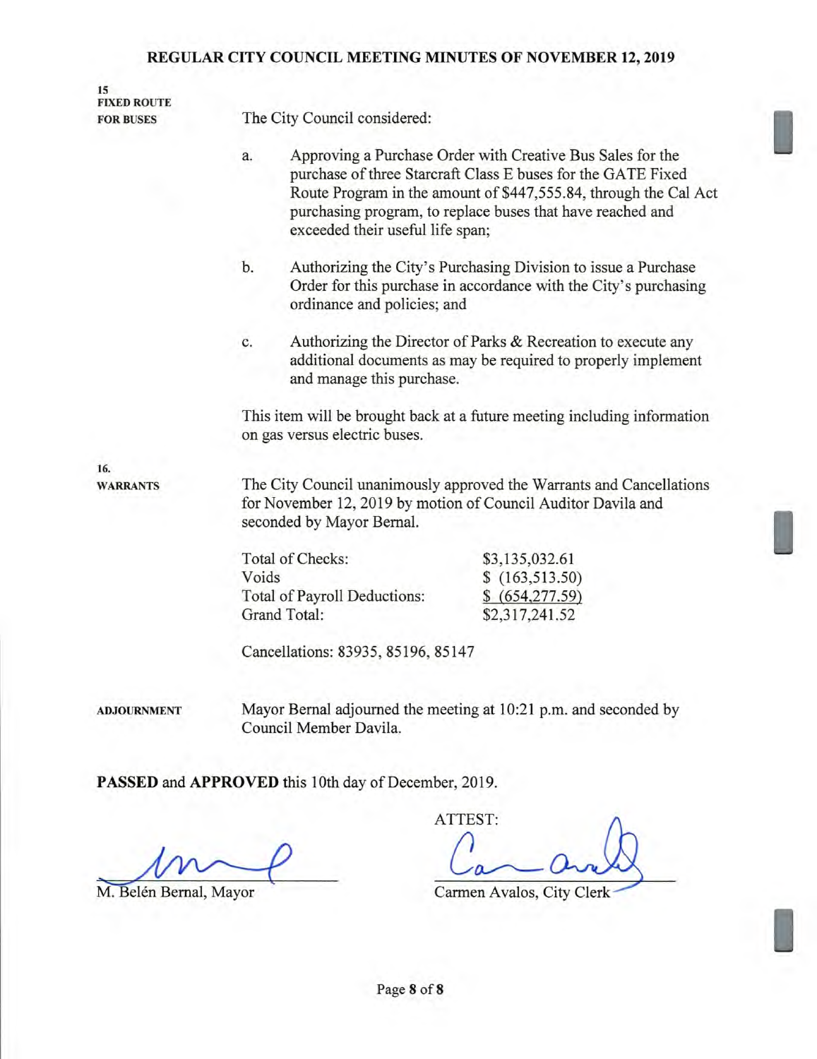**15**
**FIXED ROUTE FOR BUSES**

The City Council considered:

a. Approving a Purchase Order with Creative Bus Sales for the purchase of three Starcraft Class E buses for the GATE Fixed Route Program in the amount of $447,555.84, through the Cal Act purchasing program, to replace buses that have reached and exceeded their useful life span;

b. Authorizing the City's Purchasing Division to issue a Purchase Order for this purchase in accordance with the City's purchasing ordinance and policies; and

c. Authorizing the Director of Parks & Recreation to execute any additional documents as may be required to properly implement and manage this purchase.

This item will be brought back at a future meeting including information on gas versus electric buses.

**16.**
**WARRANTS**

The City Council unanimously approved the Warrants and Cancellations for November 12, 2019 by motion of Council Auditor Davila and seconded by Mayor Bernal.

| | |
|---|---|
| Total of Checks: | $3,135,032.61 |
| Voids | $ (163,513.50) |
| Total of Payroll Deductions: | $ (654,277.59) |
| Grand Total: | $2,317,241.52 |

Cancellations: 83935, 85196, 85147

**ADJOURNMENT**

Mayor Bernal adjourned the meeting at 10:21 p.m. and seconded by Council Member Davila.

**PASSED** and **APPROVED** this 10th day of December, 2019.

M. Belén Bernal, Mayor

ATTEST:

Carmen Avalos, City Clerk